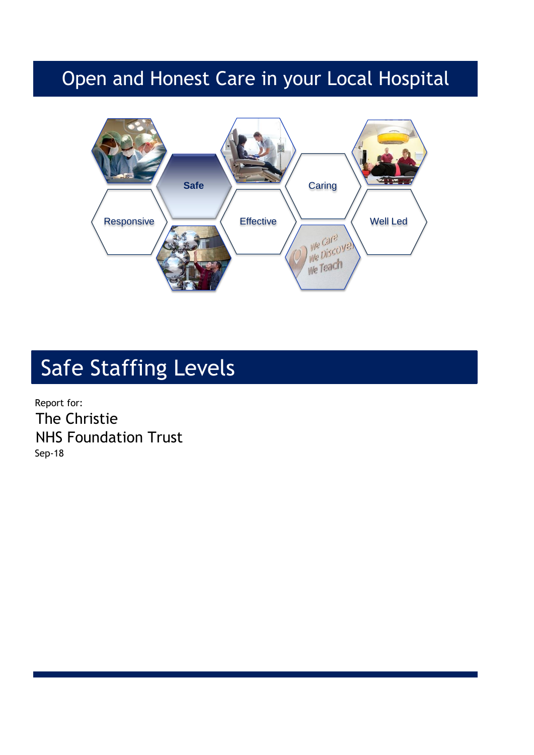# Open and Honest Care in your Local Hospital

Safe

Caring

Responsive

Effective

Well Led

# Safe Staffing Levels

Report for:

The Christie
NHS Foundation Trust

Sep-18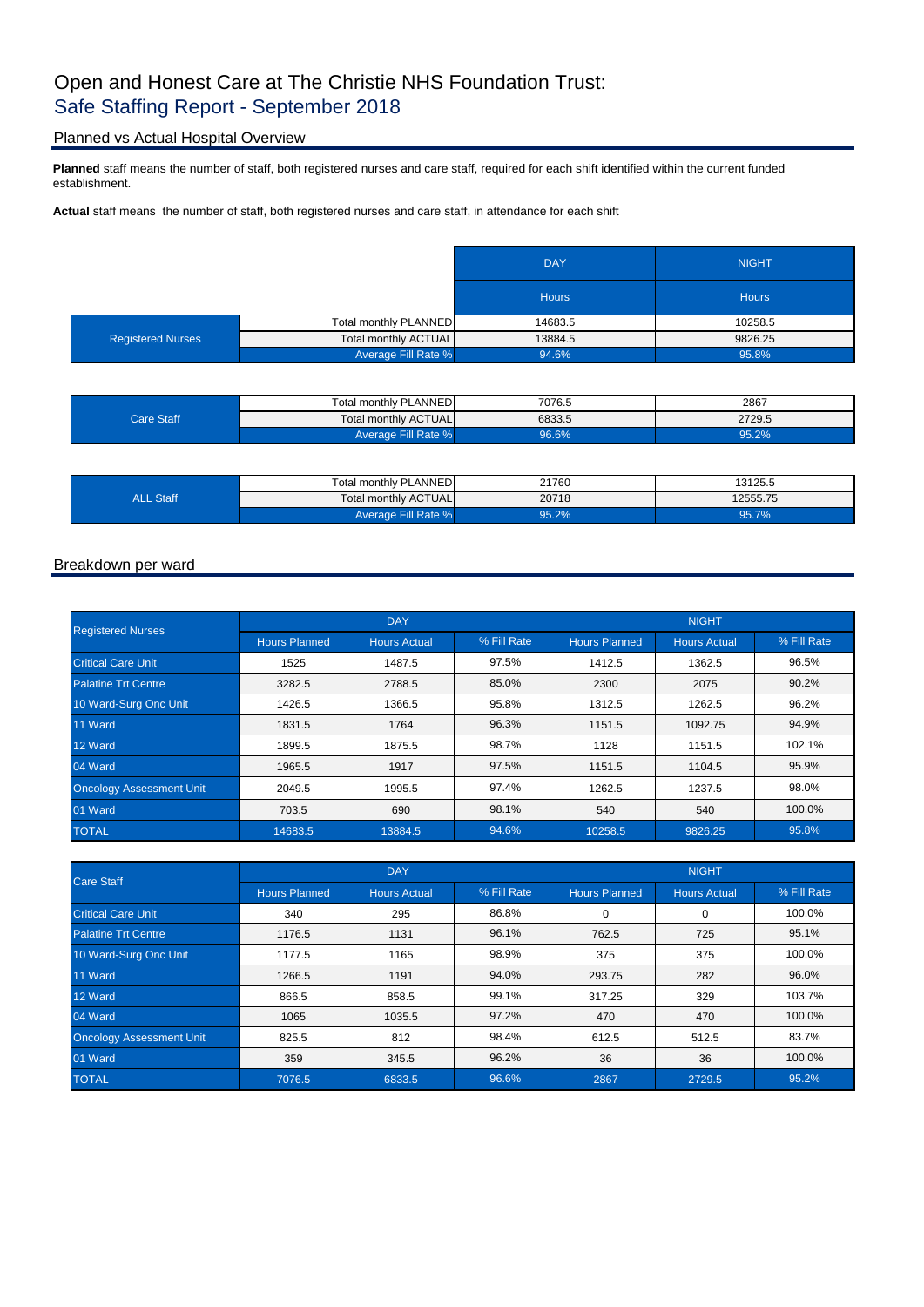# Open and Honest Care at The Christie NHS Foundation Trust:
## Safe Staffing Report - September 2018

### Planned vs Actual Hospital Overview

**Planned** staff means the number of staff, both registered nurses and care staff, required for each shift identified within the current funded establishment.

**Actual** staff means the number of staff, both registered nurses and care staff, in attendance for each shift

| | | DAY | NIGHT |
|---|---|---|---|
| | | Hours | Hours |
| Registered Nurses | Total monthly PLANNED | 14683.5 | 10258.5 |
| | Total monthly ACTUAL | 13884.5 | 9826.25 |
| | Average Fill Rate % | 94.6% | 95.8% |
| Care Staff | Total monthly PLANNED | 7076.5 | 2867 |
| | Total monthly ACTUAL | 6833.5 | 2729.5 |
| | Average Fill Rate % | 96.6% | 95.2% |
| ALL Staff | Total monthly PLANNED | 21760 | 13125.5 |
| | Total monthly ACTUAL | 20718 | 12555.75 |
| | Average Fill Rate % | 95.2% | 95.7% |

### Breakdown per ward

| Registered Nurses | DAY | | | NIGHT | | |
|---|---|---|---|---|---|---|
| | Hours Planned | Hours Actual | % Fill Rate | Hours Planned | Hours Actual | % Fill Rate |
| Critical Care Unit | 1525 | 1487.5 | 97.5% | 1412.5 | 1362.5 | 96.5% |
| Palatine Trt Centre | 3282.5 | 2788.5 | 85.0% | 2300 | 2075 | 90.2% |
| 10 Ward-Surg Onc Unit | 1426.5 | 1366.5 | 95.8% | 1312.5 | 1262.5 | 96.2% |
| 11 Ward | 1831.5 | 1764 | 96.3% | 1151.5 | 1092.75 | 94.9% |
| 12 Ward | 1899.5 | 1875.5 | 98.7% | 1128 | 1151.5 | 102.1% |
| 04 Ward | 1965.5 | 1917 | 97.5% | 1151.5 | 1104.5 | 95.9% |
| Oncology Assessment Unit | 2049.5 | 1995.5 | 97.4% | 1262.5 | 1237.5 | 98.0% |
| 01 Ward | 703.5 | 690 | 98.1% | 540 | 540 | 100.0% |
| TOTAL | 14683.5 | 13884.5 | 94.6% | 10258.5 | 9826.25 | 95.8% |

| Care Staff | DAY | | | NIGHT | | |
|---|---|---|---|---|---|---|
| | Hours Planned | Hours Actual | % Fill Rate | Hours Planned | Hours Actual | % Fill Rate |
| Critical Care Unit | 340 | 295 | 86.8% | 0 | 0 | 100.0% |
| Palatine Trt Centre | 1176.5 | 1131 | 96.1% | 762.5 | 725 | 95.1% |
| 10 Ward-Surg Onc Unit | 1177.5 | 1165 | 98.9% | 375 | 375 | 100.0% |
| 11 Ward | 1266.5 | 1191 | 94.0% | 293.75 | 282 | 96.0% |
| 12 Ward | 866.5 | 858.5 | 99.1% | 317.25 | 329 | 103.7% |
| 04 Ward | 1065 | 1035.5 | 97.2% | 470 | 470 | 100.0% |
| Oncology Assessment Unit | 825.5 | 812 | 98.4% | 612.5 | 512.5 | 83.7% |
| 01 Ward | 359 | 345.5 | 96.2% | 36 | 36 | 100.0% |
| TOTAL | 7076.5 | 6833.5 | 96.6% | 2867 | 2729.5 | 95.2% |